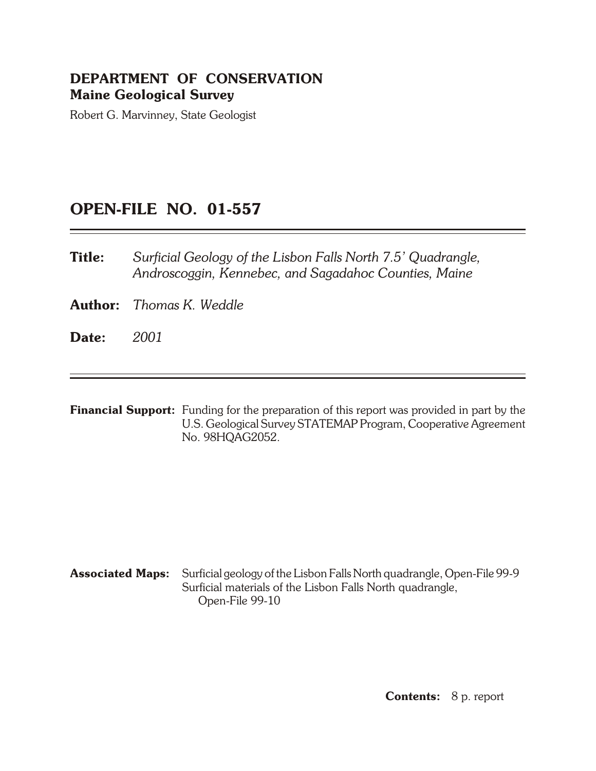**DEPARTMENT OF CONSERVATION**
**Maine Geological Survey**

Robert G. Marvinney, State Geologist

# OPEN-FILE NO. 01-557

**Title:** *Surficial Geology of the Lisbon Falls North 7.5' Quadrangle, Androscoggin, Kennebec, and Sagadahoc Counties, Maine*

**Author:** *Thomas K. Weddle*

**Date:** *2001*

**Financial Support:** Funding for the preparation of this report was provided in part by the U.S. Geological Survey STATEMAP Program, Cooperative Agreement No. 98HQAG2052.

**Associated Maps:** Surficial geology of the Lisbon Falls North quadrangle, Open-File 99-9
Surficial materials of the Lisbon Falls North quadrangle, Open-File 99-10

**Contents:** 8 p. report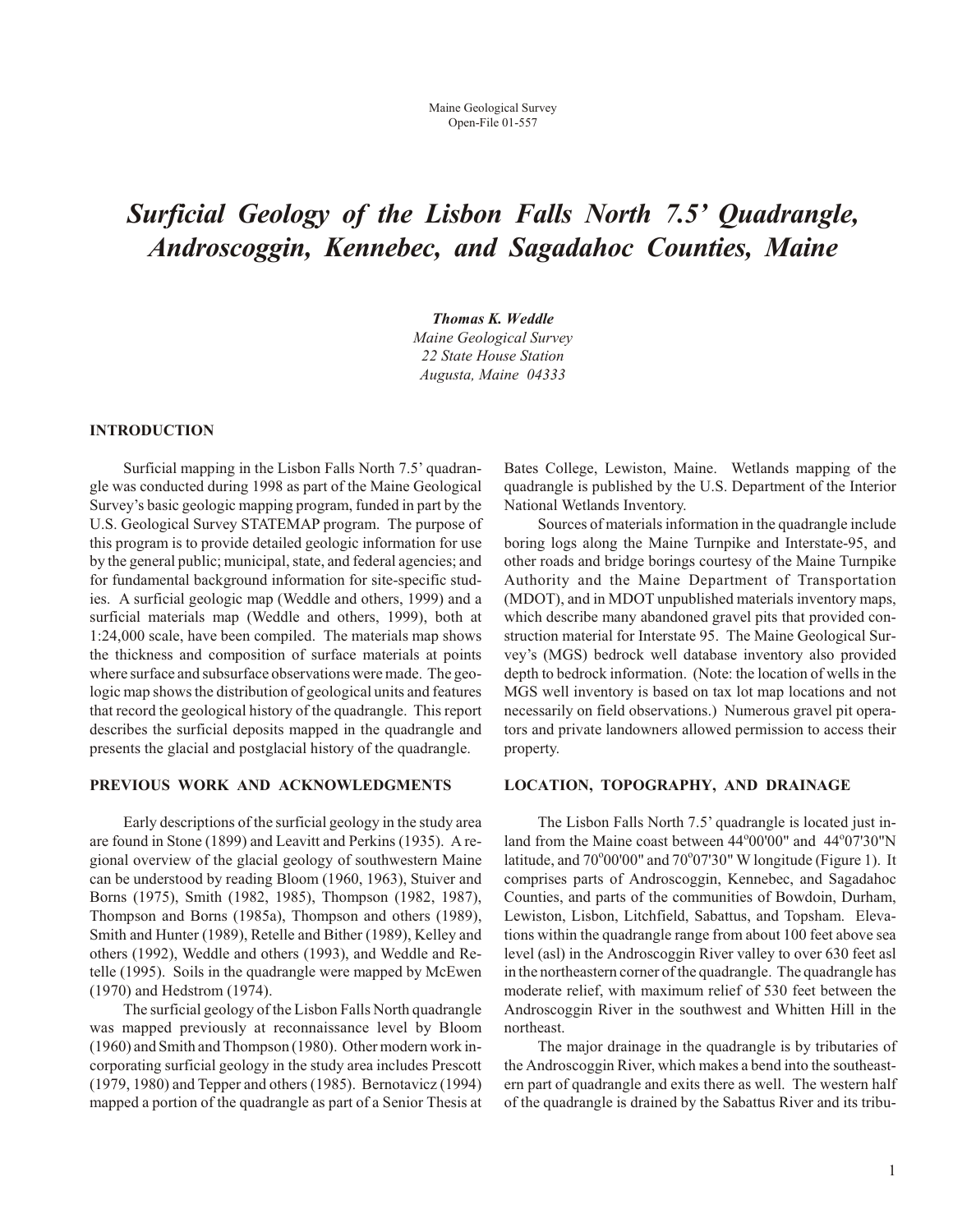Maine Geological Survey
Open-File 01-557

# *Surficial Geology of the Lisbon Falls North 7.5' Quadrangle, Androscoggin, Kennebec, and Sagadahoc Counties, Maine*

***Thomas K. Weddle***
*Maine Geological Survey*
*22 State House Station*
*Augusta, Maine 04333*

## INTRODUCTION

Surficial mapping in the Lisbon Falls North 7.5' quadrangle was conducted during 1998 as part of the Maine Geological Survey's basic geologic mapping program, funded in part by the U.S. Geological Survey STATEMAP program. The purpose of this program is to provide detailed geologic information for use by the general public; municipal, state, and federal agencies; and for fundamental background information for site-specific studies. A surficial geologic map (Weddle and others, 1999) and a surficial materials map (Weddle and others, 1999), both at 1:24,000 scale, have been compiled. The materials map shows the thickness and composition of surface materials at points where surface and subsurface observations were made. The geologic map shows the distribution of geological units and features that record the geological history of the quadrangle. This report describes the surficial deposits mapped in the quadrangle and presents the glacial and postglacial history of the quadrangle.

## PREVIOUS WORK AND ACKNOWLEDGMENTS

Early descriptions of the surficial geology in the study area are found in Stone (1899) and Leavitt and Perkins (1935). A regional overview of the glacial geology of southwestern Maine can be understood by reading Bloom (1960, 1963), Stuiver and Borns (1975), Smith (1982, 1985), Thompson (1982, 1987), Thompson and Borns (1985a), Thompson and others (1989), Smith and Hunter (1989), Retelle and Bither (1989), Kelley and others (1992), Weddle and others (1993), and Weddle and Retelle (1995). Soils in the quadrangle were mapped by McEwen (1970) and Hedstrom (1974).

The surficial geology of the Lisbon Falls North quadrangle was mapped previously at reconnaissance level by Bloom (1960) and Smith and Thompson (1980). Other modern work incorporating surficial geology in the study area includes Prescott (1979, 1980) and Tepper and others (1985). Bernotavicz (1994) mapped a portion of the quadrangle as part of a Senior Thesis at Bates College, Lewiston, Maine. Wetlands mapping of the quadrangle is published by the U.S. Department of the Interior National Wetlands Inventory.

Sources of materials information in the quadrangle include boring logs along the Maine Turnpike and Interstate-95, and other roads and bridge borings courtesy of the Maine Turnpike Authority and the Maine Department of Transportation (MDOT), and in MDOT unpublished materials inventory maps, which describe many abandoned gravel pits that provided construction material for Interstate 95. The Maine Geological Survey's (MGS) bedrock well database inventory also provided depth to bedrock information. (Note: the location of wells in the MGS well inventory is based on tax lot map locations and not necessarily on field observations.) Numerous gravel pit operators and private landowners allowed permission to access their property.

## LOCATION, TOPOGRAPHY, AND DRAINAGE

The Lisbon Falls North 7.5' quadrangle is located just inland from the Maine coast between 44°00'00" and 44°07'30"N latitude, and 70°00'00" and 70°07'30" W longitude (Figure 1). It comprises parts of Androscoggin, Kennebec, and Sagadahoc Counties, and parts of the communities of Bowdoin, Durham, Lewiston, Lisbon, Litchfield, Sabattus, and Topsham. Elevations within the quadrangle range from about 100 feet above sea level (asl) in the Androscoggin River valley to over 630 feet asl in the northeastern corner of the quadrangle. The quadrangle has moderate relief, with maximum relief of 530 feet between the Androscoggin River in the southwest and Whitten Hill in the northeast.

The major drainage in the quadrangle is by tributaries of the Androscoggin River, which makes a bend into the southeastern part of quadrangle and exits there as well. The western half of the quadrangle is drained by the Sabattus River and its tribu-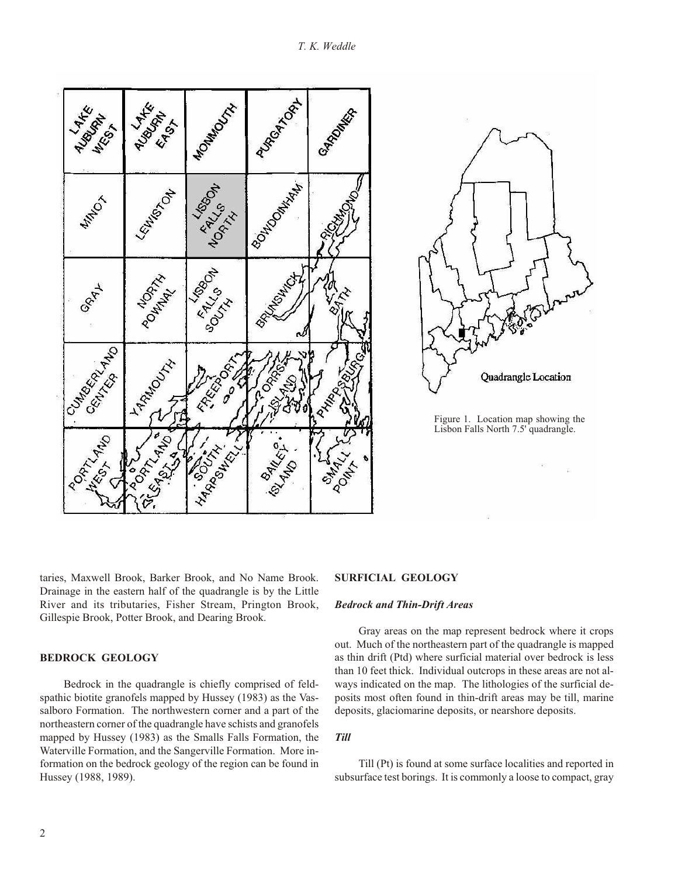Figure 1. Location map showing the Lisbon Falls North 7.5' quadrangle.

taries, Maxwell Brook, Barker Brook, and No Name Brook. Drainage in the eastern half of the quadrangle is by the Little River and its tributaries, Fisher Stream, Prington Brook, Gillespie Brook, Potter Brook, and Dearing Brook.

## BEDROCK GEOLOGY

Bedrock in the quadrangle is chiefly comprised of feldspathic biotite granofels mapped by Hussey (1983) as the Vassalboro Formation. The northwestern corner and a part of the northeastern corner of the quadrangle have schists and granofels mapped by Hussey (1983) as the Smalls Falls Formation, the Waterville Formation, and the Sangerville Formation. More information on the bedrock geology of the region can be found in Hussey (1988, 1989).

## SURFICIAL GEOLOGY

### *Bedrock and Thin-Drift Areas*

Gray areas on the map represent bedrock where it crops out. Much of the northeastern part of the quadrangle is mapped as thin drift (Ptd) where surficial material over bedrock is less than 10 feet thick. Individual outcrops in these areas are not always indicated on the map. The lithologies of the surficial deposits most often found in thin-drift areas may be till, marine deposits, glaciomarine deposits, or nearshore deposits.

### *Till*

Till (Pt) is found at some surface localities and reported in subsurface test borings. It is commonly a loose to compact, gray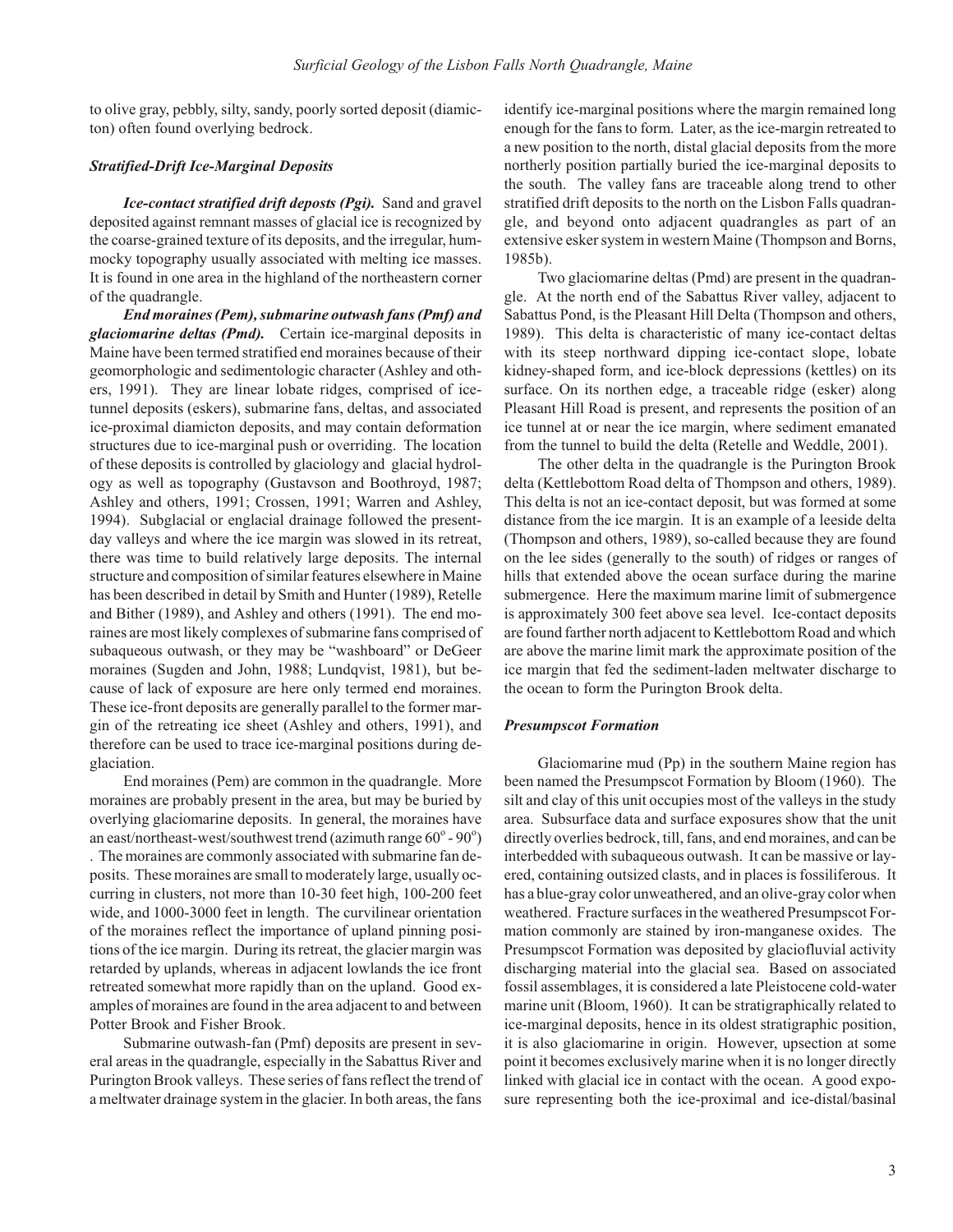to olive gray, pebbly, silty, sandy, poorly sorted deposit (diamicton) often found overlying bedrock.

### *Stratified-Drift Ice-Marginal Deposits*

***Ice-contact stratified drift deposts (Pgi).*** Sand and gravel deposited against remnant masses of glacial ice is recognized by the coarse-grained texture of its deposits, and the irregular, hummocky topography usually associated with melting ice masses. It is found in one area in the highland of the northeastern corner of the quadrangle.

***End moraines (Pem), submarine outwash fans (Pmf) and glaciomarine deltas (Pmd).*** Certain ice-marginal deposits in Maine have been termed stratified end moraines because of their geomorphologic and sedimentologic character (Ashley and others, 1991). They are linear lobate ridges, comprised of ice-tunnel deposits (eskers), submarine fans, deltas, and associated ice-proximal diamicton deposits, and may contain deformation structures due to ice-marginal push or overriding. The location of these deposits is controlled by glaciology and glacial hydrology as well as topography (Gustavson and Boothroyd, 1987; Ashley and others, 1991; Crossen, 1991; Warren and Ashley, 1994). Subglacial or englacial drainage followed the present-day valleys and where the ice margin was slowed in its retreat, there was time to build relatively large deposits. The internal structure and composition of similar features elsewhere in Maine has been described in detail by Smith and Hunter (1989), Retelle and Bither (1989), and Ashley and others (1991). The end moraines are most likely complexes of submarine fans comprised of subaqueous outwash, or they may be "washboard" or DeGeer moraines (Sugden and John, 1988; Lundqvist, 1981), but because of lack of exposure are here only termed end moraines. These ice-front deposits are generally parallel to the former margin of the retreating ice sheet (Ashley and others, 1991), and therefore can be used to trace ice-marginal positions during deglaciation.

End moraines (Pem) are common in the quadrangle. More moraines are probably present in the area, but may be buried by overlying glaciomarine deposits. In general, the moraines have an east/northeast-west/southwest trend (azimuth range $60^{o}$ - $90^{o}$) . The moraines are commonly associated with submarine fan deposits. These moraines are small to moderately large, usually occurring in clusters, not more than 10-30 feet high, 100-200 feet wide, and 1000-3000 feet in length. The curvilinear orientation of the moraines reflect the importance of upland pinning positions of the ice margin. During its retreat, the glacier margin was retarded by uplands, whereas in adjacent lowlands the ice front retreated somewhat more rapidly than on the upland. Good examples of moraines are found in the area adjacent to and between Potter Brook and Fisher Brook.

Submarine outwash-fan (Pmf) deposits are present in several areas in the quadrangle, especially in the Sabattus River and Purington Brook valleys. These series of fans reflect the trend of a meltwater drainage system in the glacier. In both areas, the fans identify ice-marginal positions where the margin remained long enough for the fans to form. Later, as the ice-margin retreated to a new position to the north, distal glacial deposits from the more northerly position partially buried the ice-marginal deposits to the south. The valley fans are traceable along trend to other stratified drift deposits to the north on the Lisbon Falls quadrangle, and beyond onto adjacent quadrangles as part of an extensive esker system in western Maine (Thompson and Borns, 1985b).

Two glaciomarine deltas (Pmd) are present in the quadrangle. At the north end of the Sabattus River valley, adjacent to Sabattus Pond, is the Pleasant Hill Delta (Thompson and others, 1989). This delta is characteristic of many ice-contact deltas with its steep northward dipping ice-contact slope, lobate kidney-shaped form, and ice-block depressions (kettles) on its surface. On its northen edge, a traceable ridge (esker) along Pleasant Hill Road is present, and represents the position of an ice tunnel at or near the ice margin, where sediment emanated from the tunnel to build the delta (Retelle and Weddle, 2001).

The other delta in the quadrangle is the Purington Brook delta (Kettlebottom Road delta of Thompson and others, 1989). This delta is not an ice-contact deposit, but was formed at some distance from the ice margin. It is an example of a leeside delta (Thompson and others, 1989), so-called because they are found on the lee sides (generally to the south) of ridges or ranges of hills that extended above the ocean surface during the marine submergence. Here the maximum marine limit of submergence is approximately 300 feet above sea level. Ice-contact deposits are found farther north adjacent to Kettlebottom Road and which are above the marine limit mark the approximate position of the ice margin that fed the sediment-laden meltwater discharge to the ocean to form the Purington Brook delta.

### *Presumpscot Formation*

Glaciomarine mud (Pp) in the southern Maine region has been named the Presumpscot Formation by Bloom (1960). The silt and clay of this unit occupies most of the valleys in the study area. Subsurface data and surface exposures show that the unit directly overlies bedrock, till, fans, and end moraines, and can be interbedded with subaqueous outwash. It can be massive or layered, containing outsized clasts, and in places is fossiliferous. It has a blue-gray color unweathered, and an olive-gray color when weathered. Fracture surfaces in the weathered Presumpscot Formation commonly are stained by iron-manganese oxides. The Presumpscot Formation was deposited by glaciofluvial activity discharging material into the glacial sea. Based on associated fossil assemblages, it is considered a late Pleistocene cold-water marine unit (Bloom, 1960). It can be stratigraphically related to ice-marginal deposits, hence in its oldest stratigraphic position, it is also glaciomarine in origin. However, upsection at some point it becomes exclusively marine when it is no longer directly linked with glacial ice in contact with the ocean. A good exposure representing both the ice-proximal and ice-distal/basinal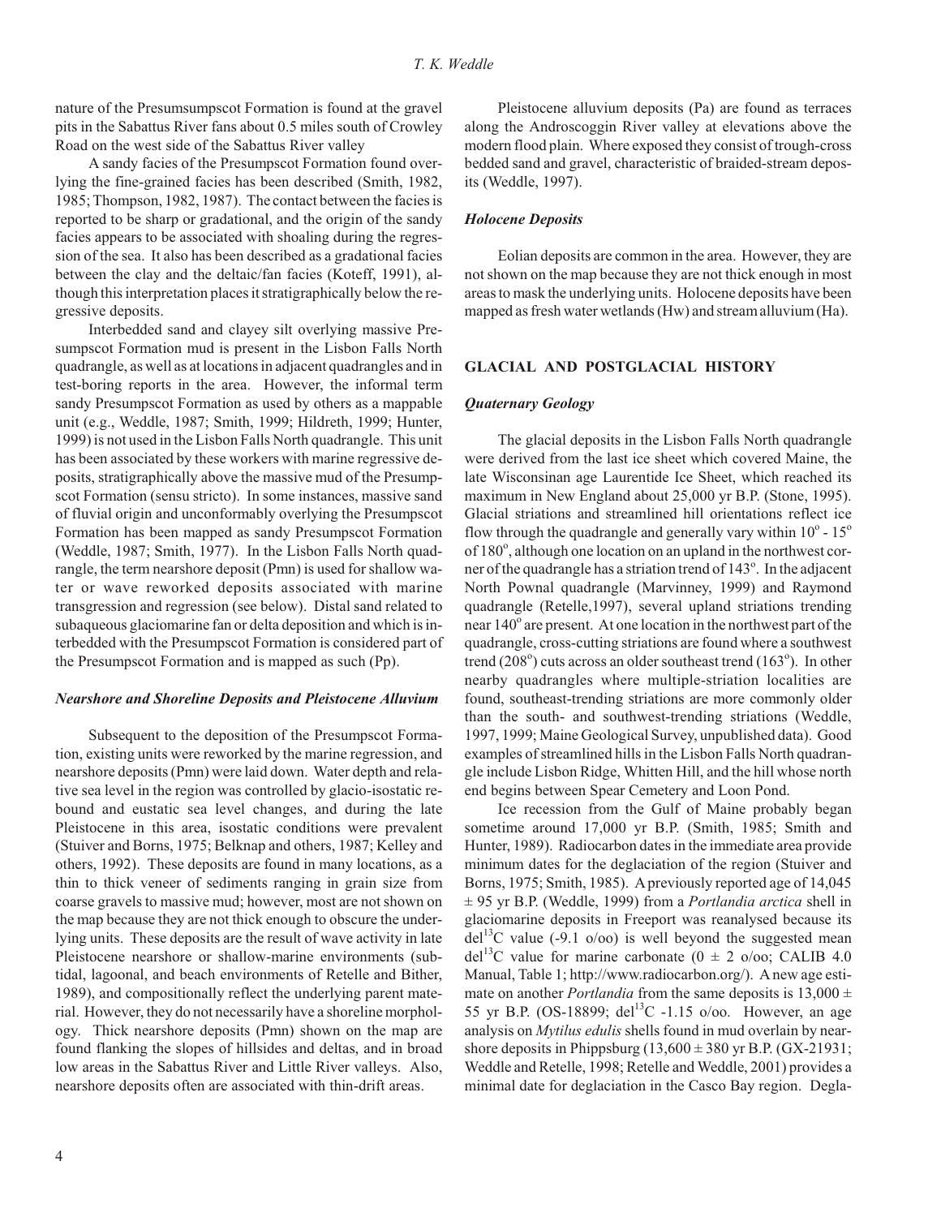nature of the Presumsumpscot Formation is found at the gravel pits in the Sabattus River fans about 0.5 miles south of Crowley Road on the west side of the Sabattus River valley

A sandy facies of the Presumpscot Formation found overlying the fine-grained facies has been described (Smith, 1982, 1985; Thompson, 1982, 1987). The contact between the facies is reported to be sharp or gradational, and the origin of the sandy facies appears to be associated with shoaling during the regression of the sea. It also has been described as a gradational facies between the clay and the deltaic/fan facies (Koteff, 1991), although this interpretation places it stratigraphically below the regressive deposits.

Interbedded sand and clayey silt overlying massive Presumpscot Formation mud is present in the Lisbon Falls North quadrangle, as well as at locations in adjacent quadrangles and in test-boring reports in the area. However, the informal term sandy Presumpscot Formation as used by others as a mappable unit (e.g., Weddle, 1987; Smith, 1999; Hildreth, 1999; Hunter, 1999) is not used in the Lisbon Falls North quadrangle. This unit has been associated by these workers with marine regressive deposits, stratigraphically above the massive mud of the Presumpscot Formation (sensu stricto). In some instances, massive sand of fluvial origin and unconformably overlying the Presumpscot Formation has been mapped as sandy Presumpscot Formation (Weddle, 1987; Smith, 1977). In the Lisbon Falls North quadrangle, the term nearshore deposit (Pmn) is used for shallow water or wave reworked deposits associated with marine transgression and regression (see below). Distal sand related to subaqueous glaciomarine fan or delta deposition and which is interbedded with the Presumpscot Formation is considered part of the Presumpscot Formation and is mapped as such (Pp).

### *Nearshore and Shoreline Deposits and Pleistocene Alluvium*

Subsequent to the deposition of the Presumpscot Formation, existing units were reworked by the marine regression, and nearshore deposits (Pmn) were laid down. Water depth and relative sea level in the region was controlled by glacio-isostatic rebound and eustatic sea level changes, and during the late Pleistocene in this area, isostatic conditions were prevalent (Stuiver and Borns, 1975; Belknap and others, 1987; Kelley and others, 1992). These deposits are found in many locations, as a thin to thick veneer of sediments ranging in grain size from coarse gravels to massive mud; however, most are not shown on the map because they are not thick enough to obscure the underlying units. These deposits are the result of wave activity in late Pleistocene nearshore or shallow-marine environments (subtidal, lagoonal, and beach environments of Retelle and Bither, 1989), and compositionally reflect the underlying parent material. However, they do not necessarily have a shoreline morphology. Thick nearshore deposits (Pmn) shown on the map are found flanking the slopes of hillsides and deltas, and in broad low areas in the Sabattus River and Little River valleys. Also, nearshore deposits often are associated with thin-drift areas.

Pleistocene alluvium deposits (Pa) are found as terraces along the Androscoggin River valley at elevations above the modern flood plain. Where exposed they consist of trough-cross bedded sand and gravel, characteristic of braided-stream deposits (Weddle, 1997).

### *Holocene Deposits*

Eolian deposits are common in the area. However, they are not shown on the map because they are not thick enough in most areas to mask the underlying units. Holocene deposits have been mapped as fresh water wetlands (Hw) and stream alluvium (Ha).

## GLACIAL AND POSTGLACIAL HISTORY

### *Quaternary Geology*

The glacial deposits in the Lisbon Falls North quadrangle were derived from the last ice sheet which covered Maine, the late Wisconsinan age Laurentide Ice Sheet, which reached its maximum in New England about 25,000 yr B.P. (Stone, 1995). Glacial striations and streamlined hill orientations reflect ice flow through the quadrangle and generally vary within $10^{o}$ - $15^{o}$ of $180^{o}$, although one location on an upland in the northwest corner of the quadrangle has a striation trend of $143^{o}$. In the adjacent North Pownal quadrangle (Marvinney, 1999) and Raymond quadrangle (Retelle, 1997), several upland striations trending near $140^{o}$ are present. At one location in the northwest part of the quadrangle, cross-cutting striations are found where a southwest trend ($208^{o}$) cuts across an older southeast trend ($163^{o}$). In other nearby quadrangles where multiple-striation localities are found, southeast-trending striations are more commonly older than the south- and southwest-trending striations (Weddle, 1997, 1999; Maine Geological Survey, unpublished data). Good examples of streamlined hills in the Lisbon Falls North quadrangle include Lisbon Ridge, Whitten Hill, and the hill whose north end begins between Spear Cemetery and Loon Pond.

Ice recession from the Gulf of Maine probably began sometime around 17,000 yr B.P. (Smith, 1985; Smith and Hunter, 1989). Radiocarbon dates in the immediate area provide minimum dates for the deglaciation of the region (Stuiver and Borns, 1975; Smith, 1985). A previously reported age of 14,045 ± 95 yr B.P. (Weddle, 1999) from a *Portlandia arctica* shell in glaciomarine deposits in Freeport was reanalysed because its del$^{13}$C value (-9.1 o/oo) is well beyond the suggested mean del$^{13}$C value for marine carbonate (0 ± 2 o/oo; CALIB 4.0 Manual, Table 1; http://www.radiocarbon.org/). A new age estimate on another *Portlandia* from the same deposits is 13,000 ± 55 yr B.P. (OS-18899; del$^{13}$C -1.15 o/oo. However, an age analysis on *Mytilus edulis* shells found in mud overlain by nearshore deposits in Phippsburg (13,600 ± 380 yr B.P. (GX-21931; Weddle and Retelle, 1998; Retelle and Weddle, 2001) provides a minimal date for deglaciation in the Casco Bay region. Degla-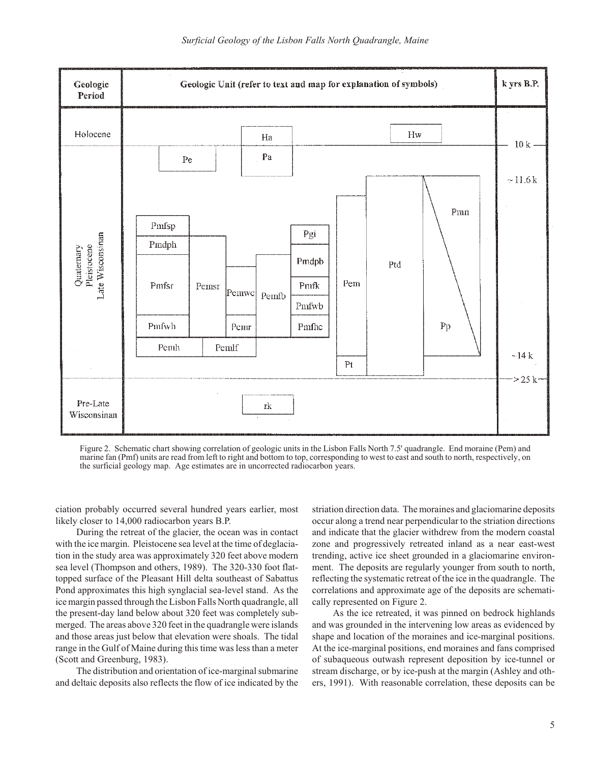Figure 2. Schematic chart showing correlation of geologic units in the Lisbon Falls North 7.5' quadrangle. End moraine (Pem) and marine fan (Pmf) units are read from left to right and bottom to top, corresponding to west to east and south to north, respectively, on the surficial geology map. Age estimates are in uncorrected radiocarbon years.

ciation probably occurred several hundred years earlier, most likely closer to 14,000 radiocarbon years B.P.

During the retreat of the glacier, the ocean was in contact with the ice margin. Pleistocene sea level at the time of deglaciation in the study area was approximately 320 feet above modern sea level (Thompson and others, 1989). The 320-330 foot flat-topped surface of the Pleasant Hill delta southeast of Sabattus Pond approximates this high synglacial sea-level stand. As the ice margin passed through the Lisbon Falls North quadrangle, all the present-day land below about 320 feet was completely submerged. The areas above 320 feet in the quadrangle were islands and those areas just below that elevation were shoals. The tidal range in the Gulf of Maine during this time was less than a meter (Scott and Greenburg, 1983).

The distribution and orientation of ice-marginal submarine and deltaic deposits also reflects the flow of ice indicated by the striation direction data. The moraines and glaciomarine deposits occur along a trend near perpendicular to the striation directions and indicate that the glacier withdrew from the modern coastal zone and progressively retreated inland as a near east-west trending, active ice sheet grounded in a glaciomarine environment. The deposits are regularly younger from south to north, reflecting the systematic retreat of the ice in the quadrangle. The correlations and approximate age of the deposits are schematically represented on Figure 2.

As the ice retreated, it was pinned on bedrock highlands and was grounded in the intervening low areas as evidenced by shape and location of the moraines and ice-marginal positions. At the ice-marginal positions, end moraines and fans comprised of subaqueous outwash represent deposition by ice-tunnel or stream discharge, or by ice-push at the margin (Ashley and others, 1991). With reasonable correlation, these deposits can be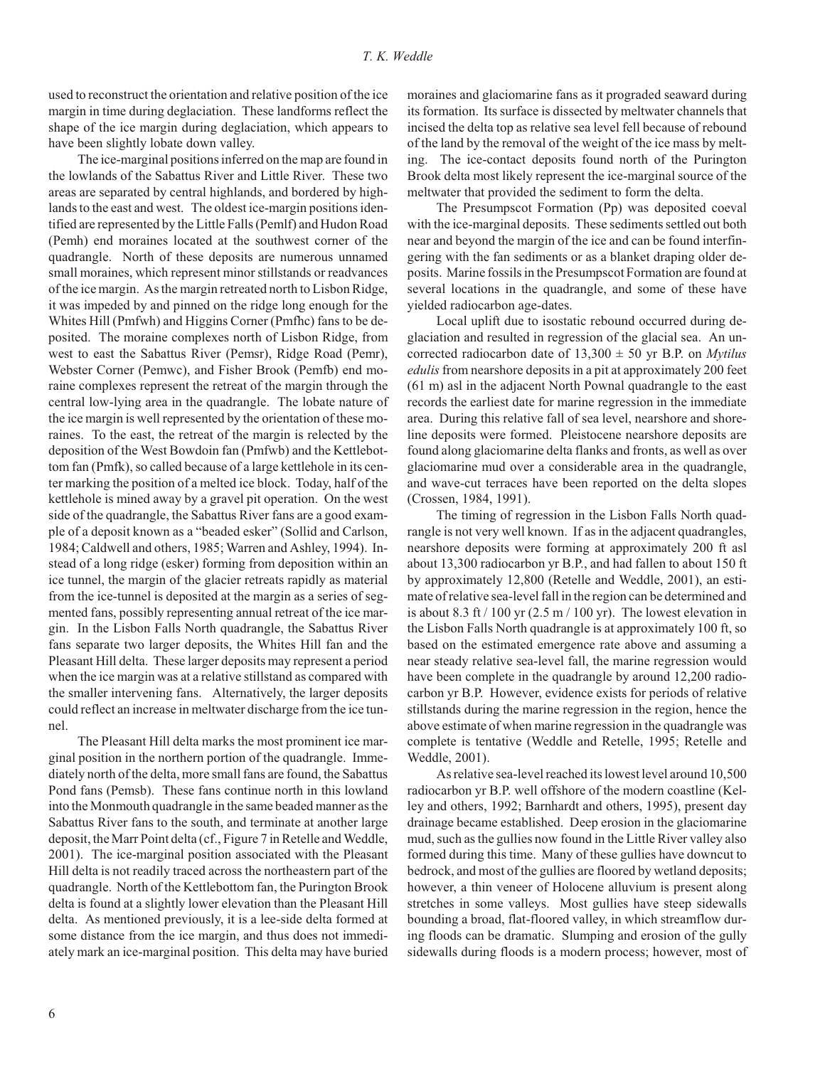used to reconstruct the orientation and relative position of the ice margin in time during deglaciation. These landforms reflect the shape of the ice margin during deglaciation, which appears to have been slightly lobate down valley.

The ice-marginal positions inferred on the map are found in the lowlands of the Sabattus River and Little River. These two areas are separated by central highlands, and bordered by highlands to the east and west. The oldest ice-margin positions identified are represented by the Little Falls (Pemlf) and Hudon Road (Pemh) end moraines located at the southwest corner of the quadrangle. North of these deposits are numerous unnamed small moraines, which represent minor stillstands or readvances of the ice margin. As the margin retreated north to Lisbon Ridge, it was impeded by and pinned on the ridge long enough for the Whites Hill (Pmfwh) and Higgins Corner (Pmfhc) fans to be deposited. The moraine complexes north of Lisbon Ridge, from west to east the Sabattus River (Pemsr), Ridge Road (Pemr), Webster Corner (Pemwc), and Fisher Brook (Pemfb) end moraine complexes represent the retreat of the margin through the central low-lying area in the quadrangle. The lobate nature of the ice margin is well represented by the orientation of these moraines. To the east, the retreat of the margin is relected by the deposition of the West Bowdoin fan (Pmfwb) and the Kettlebottom fan (Pmfk), so called because of a large kettlehole in its center marking the position of a melted ice block. Today, half of the kettlehole is mined away by a gravel pit operation. On the west side of the quadrangle, the Sabattus River fans are a good example of a deposit known as a "beaded esker" (Sollid and Carlson, 1984; Caldwell and others, 1985; Warren and Ashley, 1994). Instead of a long ridge (esker) forming from deposition within an ice tunnel, the margin of the glacier retreats rapidly as material from the ice-tunnel is deposited at the margin as a series of segmented fans, possibly representing annual retreat of the ice margin. In the Lisbon Falls North quadrangle, the Sabattus River fans separate two larger deposits, the Whites Hill fan and the Pleasant Hill delta. These larger deposits may represent a period when the ice margin was at a relative stillstand as compared with the smaller intervening fans. Alternatively, the larger deposits could reflect an increase in meltwater discharge from the ice tunnel.

The Pleasant Hill delta marks the most prominent ice marginal position in the northern portion of the quadrangle. Immediately north of the delta, more small fans are found, the Sabattus Pond fans (Pemsb). These fans continue north in this lowland into the Monmouth quadrangle in the same beaded manner as the Sabattus River fans to the south, and terminate at another large deposit, the Marr Point delta (cf., Figure 7 in Retelle and Weddle, 2001). The ice-marginal position associated with the Pleasant Hill delta is not readily traced across the northeastern part of the quadrangle. North of the Kettlebottom fan, the Purington Brook delta is found at a slightly lower elevation than the Pleasant Hill delta. As mentioned previously, it is a lee-side delta formed at some distance from the ice margin, and thus does not immediately mark an ice-marginal position. This delta may have buried moraines and glaciomarine fans as it prograded seaward during its formation. Its surface is dissected by meltwater channels that incised the delta top as relative sea level fell because of rebound of the land by the removal of the weight of the ice mass by melting. The ice-contact deposits found north of the Purington Brook delta most likely represent the ice-marginal source of the meltwater that provided the sediment to form the delta.

The Presumpscot Formation (Pp) was deposited coeval with the ice-marginal deposits. These sediments settled out both near and beyond the margin of the ice and can be found interfingering with the fan sediments or as a blanket draping older deposits. Marine fossils in the Presumpscot Formation are found at several locations in the quadrangle, and some of these have yielded radiocarbon age-dates.

Local uplift due to isostatic rebound occurred during deglaciation and resulted in regression of the glacial sea. An uncorrected radiocarbon date of 13,300 ± 50 yr B.P. on *Mytilus edulis* from nearshore deposits in a pit at approximately 200 feet (61 m) asl in the adjacent North Pownal quadrangle to the east records the earliest date for marine regression in the immediate area. During this relative fall of sea level, nearshore and shoreline deposits were formed. Pleistocene nearshore deposits are found along glaciomarine delta flanks and fronts, as well as over glaciomarine mud over a considerable area in the quadrangle, and wave-cut terraces have been reported on the delta slopes (Crossen, 1984, 1991).

The timing of regression in the Lisbon Falls North quadrangle is not very well known. If as in the adjacent quadrangles, nearshore deposits were forming at approximately 200 ft asl about 13,300 radiocarbon yr B.P., and had fallen to about 150 ft by approximately 12,800 (Retelle and Weddle, 2001), an estimate of relative sea-level fall in the region can be determined and is about 8.3 ft / 100 yr (2.5 m / 100 yr). The lowest elevation in the Lisbon Falls North quadrangle is at approximately 100 ft, so based on the estimated emergence rate above and assuming a near steady relative sea-level fall, the marine regression would have been complete in the quadrangle by around 12,200 radiocarbon yr B.P. However, evidence exists for periods of relative stillstands during the marine regression in the region, hence the above estimate of when marine regression in the quadrangle was complete is tentative (Weddle and Retelle, 1995; Retelle and Weddle, 2001).

As relative sea-level reached its lowest level around 10,500 radiocarbon yr B.P. well offshore of the modern coastline (Kelley and others, 1992; Barnhardt and others, 1995), present day drainage became established. Deep erosion in the glaciomarine mud, such as the gullies now found in the Little River valley also formed during this time. Many of these gullies have downcut to bedrock, and most of the gullies are floored by wetland deposits; however, a thin veneer of Holocene alluvium is present along stretches in some valleys. Most gullies have steep sidewalls bounding a broad, flat-floored valley, in which streamflow during floods can be dramatic. Slumping and erosion of the gully sidewalls during floods is a modern process; however, most of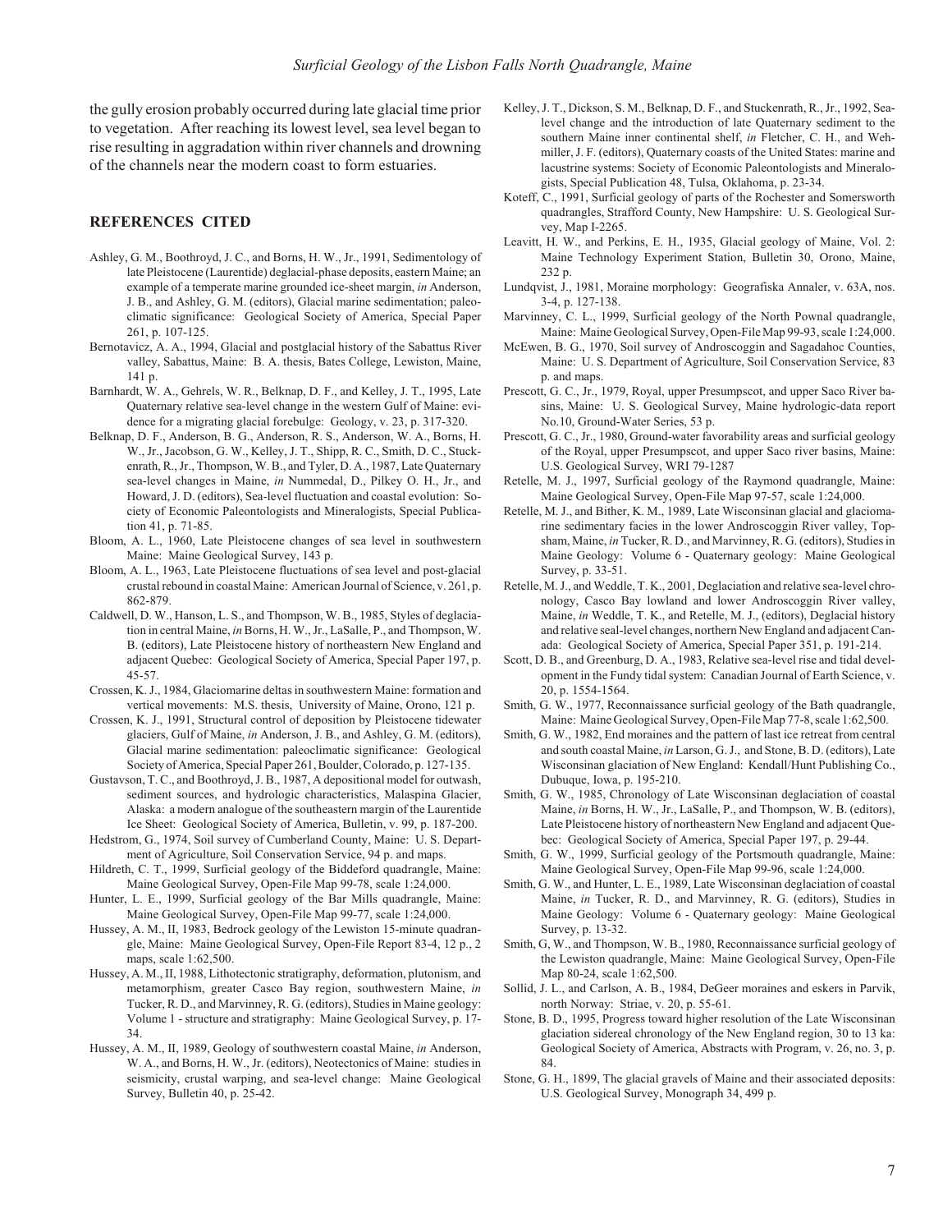the gully erosion probably occurred during late glacial time prior to vegetation. After reaching its lowest level, sea level began to rise resulting in aggradation within river channels and drowning of the channels near the modern coast to form estuaries.

## REFERENCES CITED

Ashley, G. M., Boothroyd, J. C., and Borns, H. W., Jr., 1991, Sedimentology of late Pleistocene (Laurentide) deglacial-phase deposits, eastern Maine; an example of a temperate marine grounded ice-sheet margin, *in* Anderson, J. B., and Ashley, G. M. (editors), Glacial marine sedimentation; paleoclimatic significance: Geological Society of America, Special Paper 261, p. 107-125.

Bernotavicz, A. A., 1994, Glacial and postglacial history of the Sabattus River valley, Sabattus, Maine: B. A. thesis, Bates College, Lewiston, Maine, 141 p.

Barnhardt, W. A., Gehrels, W. R., Belknap, D. F., and Kelley, J. T., 1995, Late Quaternary relative sea-level change in the western Gulf of Maine: evidence for a migrating glacial forebulge: Geology, v. 23, p. 317-320.

Belknap, D. F., Anderson, B. G., Anderson, R. S., Anderson, W. A., Borns, H. W., Jr., Jacobson, G. W., Kelley, J. T., Shipp, R. C., Smith, D. C., Stuckenrath, R., Jr., Thompson, W. B., and Tyler, D. A., 1987, Late Quaternary sea-level changes in Maine, *in* Nummedal, D., Pilkey O. H., Jr., and Howard, J. D. (editors), Sea-level fluctuation and coastal evolution: Society of Economic Paleontologists and Mineralogists, Special Publication 41, p. 71-85.

Bloom, A. L., 1960, Late Pleistocene changes of sea level in southwestern Maine: Maine Geological Survey, 143 p.

Bloom, A. L., 1963, Late Pleistocene fluctuations of sea level and post-glacial crustal rebound in coastal Maine: American Journal of Science, v. 261, p. 862-879.

Caldwell, D. W., Hanson, L. S., and Thompson, W. B., 1985, Styles of deglaciation in central Maine, *in* Borns, H. W., Jr., LaSalle, P., and Thompson, W. B. (editors), Late Pleistocene history of northeastern New England and adjacent Quebec: Geological Society of America, Special Paper 197, p. 45-57.

Crossen, K. J., 1984, Glaciomarine deltas in southwestern Maine: formation and vertical movements: M.S. thesis, University of Maine, Orono, 121 p.

Crossen, K. J., 1991, Structural control of deposition by Pleistocene tidewater glaciers, Gulf of Maine, *in* Anderson, J. B., and Ashley, G. M. (editors), Glacial marine sedimentation: paleoclimatic significance: Geological Society of America, Special Paper 261, Boulder, Colorado, p. 127-135.

Gustavson, T. C., and Boothroyd, J. B., 1987, A depositional model for outwash, sediment sources, and hydrologic characteristics, Malaspina Glacier, Alaska: a modern analogue of the southeastern margin of the Laurentide Ice Sheet: Geological Society of America, Bulletin, v. 99, p. 187-200.

Hedstrom, G., 1974, Soil survey of Cumberland County, Maine: U. S. Department of Agriculture, Soil Conservation Service, 94 p. and maps.

Hildreth, C. T., 1999, Surficial geology of the Biddeford quadrangle, Maine: Maine Geological Survey, Open-File Map 99-78, scale 1:24,000.

Hunter, L. E., 1999, Surficial geology of the Bar Mills quadrangle, Maine: Maine Geological Survey, Open-File Map 99-77, scale 1:24,000.

Hussey, A. M., II, 1983, Bedrock geology of the Lewiston 15-minute quadrangle, Maine: Maine Geological Survey, Open-File Report 83-4, 12 p., 2 maps, scale 1:62,500.

Hussey, A. M., II, 1988, Lithotectonic stratigraphy, deformation, plutonism, and metamorphism, greater Casco Bay region, southwestern Maine, *in* Tucker, R. D., and Marvinney, R. G. (editors), Studies in Maine geology: Volume 1 - structure and stratigraphy: Maine Geological Survey, p. 17-34.

Hussey, A. M., II, 1989, Geology of southwestern coastal Maine, *in* Anderson, W. A., and Borns, H. W., Jr. (editors), Neotectonics of Maine: studies in seismicity, crustal warping, and sea-level change: Maine Geological Survey, Bulletin 40, p. 25-42.

Kelley, J. T., Dickson, S. M., Belknap, D. F., and Stuckenrath, R., Jr., 1992, Sea-level change and the introduction of late Quaternary sediment to the southern Maine inner continental shelf, *in* Fletcher, C. H., and Wehmiller, J. F. (editors), Quaternary coasts of the United States: marine and lacustrine systems: Society of Economic Paleontologists and Mineralogists, Special Publication 48, Tulsa, Oklahoma, p. 23-34.

Koteff, C., 1991, Surficial geology of parts of the Rochester and Somersworth quadrangles, Strafford County, New Hampshire: U. S. Geological Survey, Map I-2265.

Leavitt, H. W., and Perkins, E. H., 1935, Glacial geology of Maine, Vol. 2: Maine Technology Experiment Station, Bulletin 30, Orono, Maine, 232 p.

Lundqvist, J., 1981, Moraine morphology: Geografiska Annaler, v. 63A, nos. 3-4, p. 127-138.

Marvinney, C. L., 1999, Surficial geology of the North Pownal quadrangle, Maine: Maine Geological Survey, Open-File Map 99-93, scale 1:24,000.

McEwen, B. G., 1970, Soil survey of Androscoggin and Sagadahoc Counties, Maine: U. S. Department of Agriculture, Soil Conservation Service, 83 p. and maps.

Prescott, G. C., Jr., 1979, Royal, upper Presumpscot, and upper Saco River basins, Maine: U. S. Geological Survey, Maine hydrologic-data report No.10, Ground-Water Series, 53 p.

Prescott, G. C., Jr., 1980, Ground-water favorability areas and surficial geology of the Royal, upper Presumpscot, and upper Saco river basins, Maine: U.S. Geological Survey, WRI 79-1287

Retelle, M. J., 1997, Surficial geology of the Raymond quadrangle, Maine: Maine Geological Survey, Open-File Map 97-57, scale 1:24,000.

Retelle, M. J., and Bither, K. M., 1989, Late Wisconsinan glacial and glaciomarine sedimentary facies in the lower Androscoggin River valley, Topsham, Maine, *in* Tucker, R. D., and Marvinney, R. G. (editors), Studies in Maine Geology: Volume 6 - Quaternary geology: Maine Geological Survey, p. 33-51.

Retelle, M. J., and Weddle, T. K., 2001, Deglaciation and relative sea-level chronology, Casco Bay lowland and lower Androscoggin River valley, Maine, *in* Weddle, T. K., and Retelle, M. J., (editors), Deglacial history and relative sea-level changes, northern New England and adjacent Canada: Geological Society of America, Special Paper 351, p. 191-214.

Scott, D. B., and Greenburg, D. A., 1983, Relative sea-level rise and tidal development in the Fundy tidal system: Canadian Journal of Earth Science, v. 20, p. 1554-1564.

Smith, G. W., 1977, Reconnaissance surficial geology of the Bath quadrangle, Maine: Maine Geological Survey, Open-File Map 77-8, scale 1:62,500.

Smith, G. W., 1982, End moraines and the pattern of last ice retreat from central and south coastal Maine, *in* Larson, G. J., and Stone, B. D. (editors), Late Wisconsinan glaciation of New England: Kendall/Hunt Publishing Co., Dubuque, Iowa, p. 195-210.

Smith, G. W., 1985, Chronology of Late Wisconsinan deglaciation of coastal Maine, *in* Borns, H. W., Jr., LaSalle, P., and Thompson, W. B. (editors), Late Pleistocene history of northeastern New England and adjacent Quebec: Geological Society of America, Special Paper 197, p. 29-44.

Smith, G. W., 1999, Surficial geology of the Portsmouth quadrangle, Maine: Maine Geological Survey, Open-File Map 99-96, scale 1:24,000.

Smith, G. W., and Hunter, L. E., 1989, Late Wisconsinan deglaciation of coastal Maine, *in* Tucker, R. D., and Marvinney, R. G. (editors), Studies in Maine Geology: Volume 6 - Quaternary geology: Maine Geological Survey, p. 13-32.

Smith, G, W., and Thompson, W. B., 1980, Reconnaissance surficial geology of the Lewiston quadrangle, Maine: Maine Geological Survey, Open-File Map 80-24, scale 1:62,500.

Sollid, J. L., and Carlson, A. B., 1984, DeGeer moraines and eskers in Parvik, north Norway: Striae, v. 20, p. 55-61.

Stone, B. D., 1995, Progress toward higher resolution of the Late Wisconsinan glaciation sidereal chronology of the New England region, 30 to 13 ka: Geological Society of America, Abstracts with Program, v. 26, no. 3, p. 84.

Stone, G. H., 1899, The glacial gravels of Maine and their associated deposits: U.S. Geological Survey, Monograph 34, 499 p.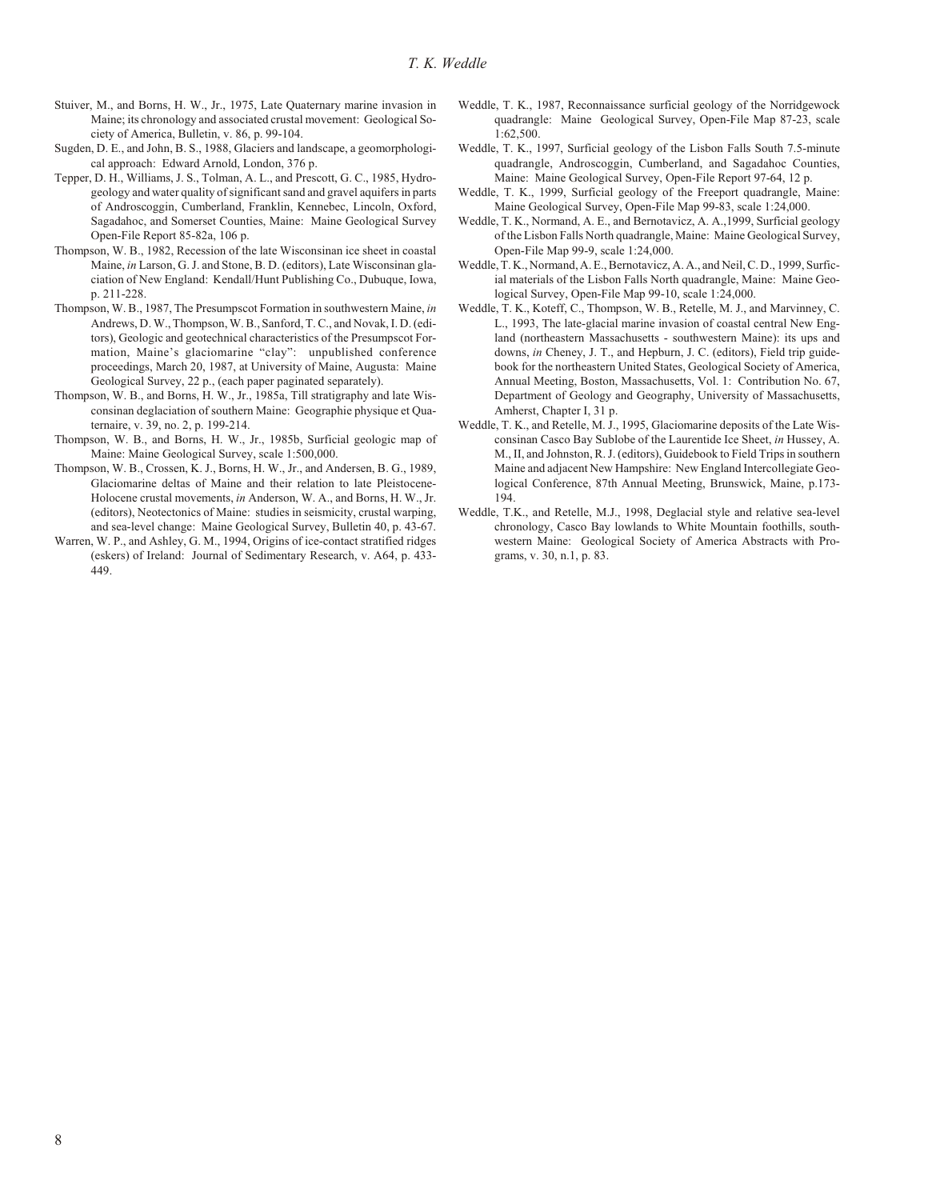Stuiver, M., and Borns, H. W., Jr., 1975, Late Quaternary marine invasion in Maine; its chronology and associated crustal movement: Geological Society of America, Bulletin, v. 86, p. 99-104.

Sugden, D. E., and John, B. S., 1988, Glaciers and landscape, a geomorphological approach: Edward Arnold, London, 376 p.

Tepper, D. H., Williams, J. S., Tolman, A. L., and Prescott, G. C., 1985, Hydrogeology and water quality of significant sand and gravel aquifers in parts of Androscoggin, Cumberland, Franklin, Kennebec, Lincoln, Oxford, Sagadahoc, and Somerset Counties, Maine: Maine Geological Survey Open-File Report 85-82a, 106 p.

Thompson, W. B., 1982, Recession of the late Wisconsinan ice sheet in coastal Maine, *in* Larson, G. J. and Stone, B. D. (editors), Late Wisconsinan glaciation of New England: Kendall/Hunt Publishing Co., Dubuque, Iowa, p. 211-228.

Thompson, W. B., 1987, The Presumpscot Formation in southwestern Maine, *in* Andrews, D. W., Thompson, W. B., Sanford, T. C., and Novak, I. D. (editors), Geologic and geotechnical characteristics of the Presumpscot Formation, Maine's glaciomarine "clay": unpublished conference proceedings, March 20, 1987, at University of Maine, Augusta: Maine Geological Survey, 22 p., (each paper paginated separately).

Thompson, W. B., and Borns, H. W., Jr., 1985a, Till stratigraphy and late Wisconsinan deglaciation of southern Maine: Geographie physique et Quaternaire, v. 39, no. 2, p. 199-214.

Thompson, W. B., and Borns, H. W., Jr., 1985b, Surficial geologic map of Maine: Maine Geological Survey, scale 1:500,000.

Thompson, W. B., Crossen, K. J., Borns, H. W., Jr., and Andersen, B. G., 1989, Glaciomarine deltas of Maine and their relation to late Pleistocene-Holocene crustal movements, *in* Anderson, W. A., and Borns, H. W., Jr. (editors), Neotectonics of Maine: studies in seismicity, crustal warping, and sea-level change: Maine Geological Survey, Bulletin 40, p. 43-67.

Warren, W. P., and Ashley, G. M., 1994, Origins of ice-contact stratified ridges (eskers) of Ireland: Journal of Sedimentary Research, v. A64, p. 433-449.

Weddle, T. K., 1987, Reconnaissance surficial geology of the Norridgewock quadrangle: Maine Geological Survey, Open-File Map 87-23, scale 1:62,500.

Weddle, T. K., 1997, Surficial geology of the Lisbon Falls South 7.5-minute quadrangle, Androscoggin, Cumberland, and Sagadahoc Counties, Maine: Maine Geological Survey, Open-File Report 97-64, 12 p.

Weddle, T. K., 1999, Surficial geology of the Freeport quadrangle, Maine: Maine Geological Survey, Open-File Map 99-83, scale 1:24,000.

Weddle, T. K., Normand, A. E., and Bernotavicz, A. A.,1999, Surficial geology of the Lisbon Falls North quadrangle, Maine: Maine Geological Survey, Open-File Map 99-9, scale 1:24,000.

Weddle, T. K., Normand, A. E., Bernotavicz, A. A., and Neil, C. D., 1999, Surficial materials of the Lisbon Falls North quadrangle, Maine: Maine Geological Survey, Open-File Map 99-10, scale 1:24,000.

Weddle, T. K., Koteff, C., Thompson, W. B., Retelle, M. J., and Marvinney, C. L., 1993, The late-glacial marine invasion of coastal central New England (northeastern Massachusetts - southwestern Maine): its ups and downs, *in* Cheney, J. T., and Hepburn, J. C. (editors), Field trip guidebook for the northeastern United States, Geological Society of America, Annual Meeting, Boston, Massachusetts, Vol. 1: Contribution No. 67, Department of Geology and Geography, University of Massachusetts, Amherst, Chapter I, 31 p.

Weddle, T. K., and Retelle, M. J., 1995, Glaciomarine deposits of the Late Wisconsinan Casco Bay Sublobe of the Laurentide Ice Sheet, *in* Hussey, A. M., II, and Johnston, R. J. (editors), Guidebook to Field Trips in southern Maine and adjacent New Hampshire: New England Intercollegiate Geological Conference, 87th Annual Meeting, Brunswick, Maine, p.173-194.

Weddle, T.K., and Retelle, M.J., 1998, Deglacial style and relative sea-level chronology, Casco Bay lowlands to White Mountain foothills, southwestern Maine: Geological Society of America Abstracts with Programs, v. 30, n.1, p. 83.